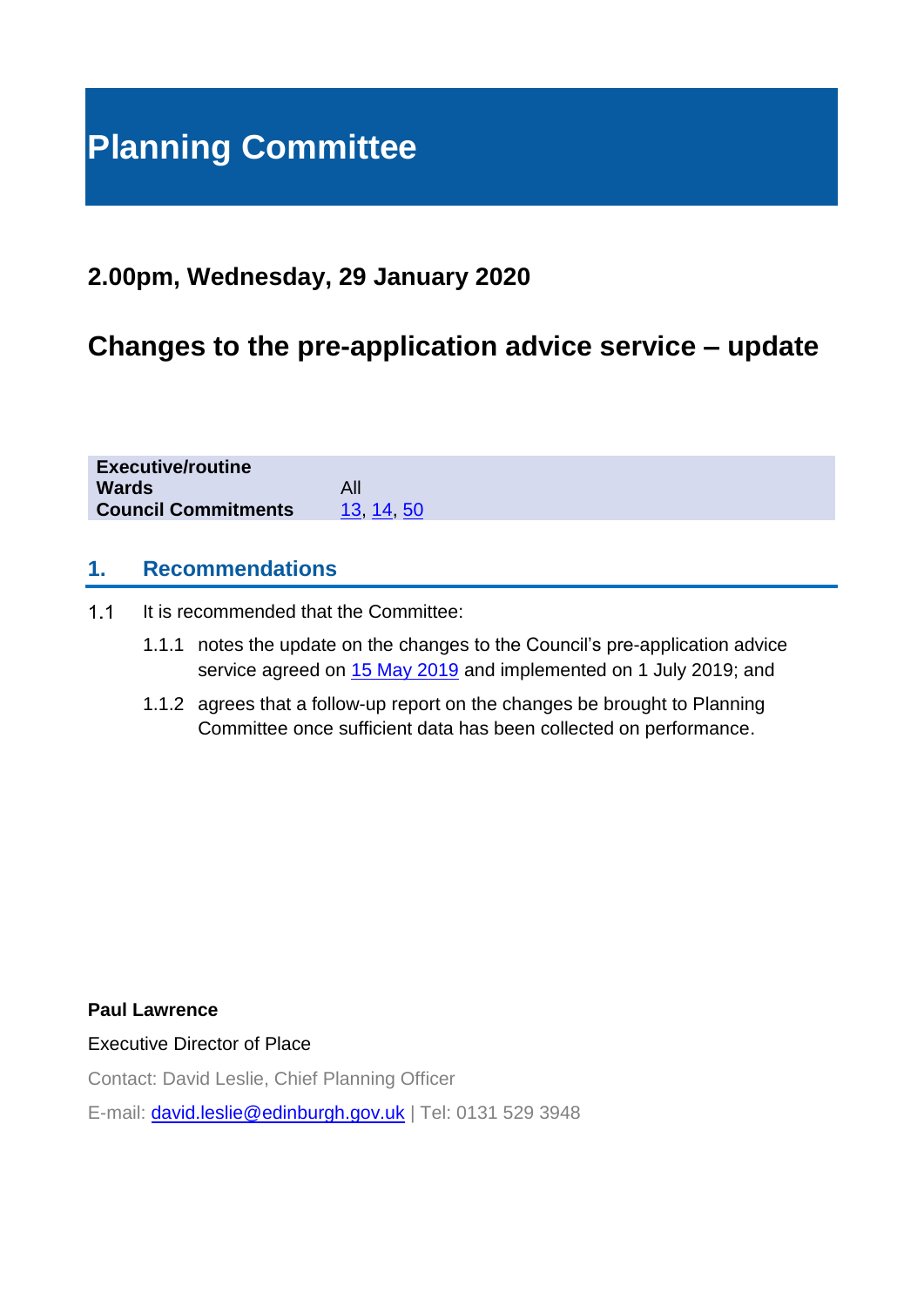# Planning Committee

## 2.00pm, Wednesday, 29 January 2020

## Changes to the pre-application advice service – update

| | |
|---|---|
| **Executive/routine** | |
| **Wards** | All |
| **Council Commitments** | [13](), [14](), [50]() |

## 1. Recommendations

1.1 It is recommended that the Committee:

1.1.1 notes the update on the changes to the Council's pre-application advice service agreed on [15 May 2019]() and implemented on 1 July 2019; and

1.1.2 agrees that a follow-up report on the changes be brought to Planning Committee once sufficient data has been collected on performance.

**Paul Lawrence**

Executive Director of Place

Contact: David Leslie, Chief Planning Officer

E-mail: [david.leslie@edinburgh.gov.uk](mailto:david.leslie@edinburgh.gov.uk) | Tel: 0131 529 3948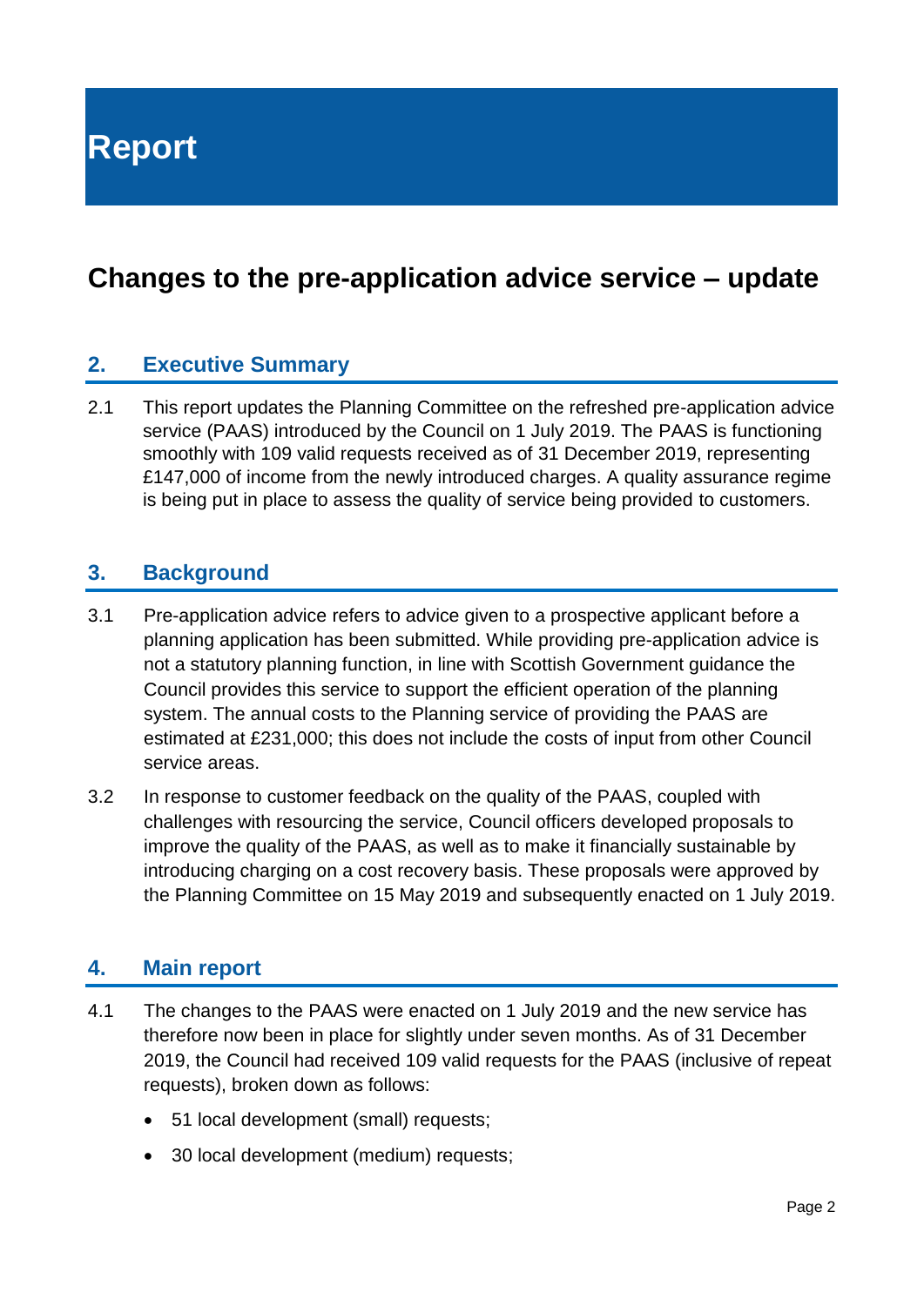# Report

## Changes to the pre-application advice service – update

### 2. Executive Summary

2.1 This report updates the Planning Committee on the refreshed pre-application advice service (PAAS) introduced by the Council on 1 July 2019. The PAAS is functioning smoothly with 109 valid requests received as of 31 December 2019, representing £147,000 of income from the newly introduced charges. A quality assurance regime is being put in place to assess the quality of service being provided to customers.

### 3. Background

3.1 Pre-application advice refers to advice given to a prospective applicant before a planning application has been submitted. While providing pre-application advice is not a statutory planning function, in line with Scottish Government guidance the Council provides this service to support the efficient operation of the planning system. The annual costs to the Planning service of providing the PAAS are estimated at £231,000; this does not include the costs of input from other Council service areas.

3.2 In response to customer feedback on the quality of the PAAS, coupled with challenges with resourcing the service, Council officers developed proposals to improve the quality of the PAAS, as well as to make it financially sustainable by introducing charging on a cost recovery basis. These proposals were approved by the Planning Committee on 15 May 2019 and subsequently enacted on 1 July 2019.

### 4. Main report

4.1 The changes to the PAAS were enacted on 1 July 2019 and the new service has therefore now been in place for slightly under seven months. As of 31 December 2019, the Council had received 109 valid requests for the PAAS (inclusive of repeat requests), broken down as follows:

- 51 local development (small) requests;
- 30 local development (medium) requests;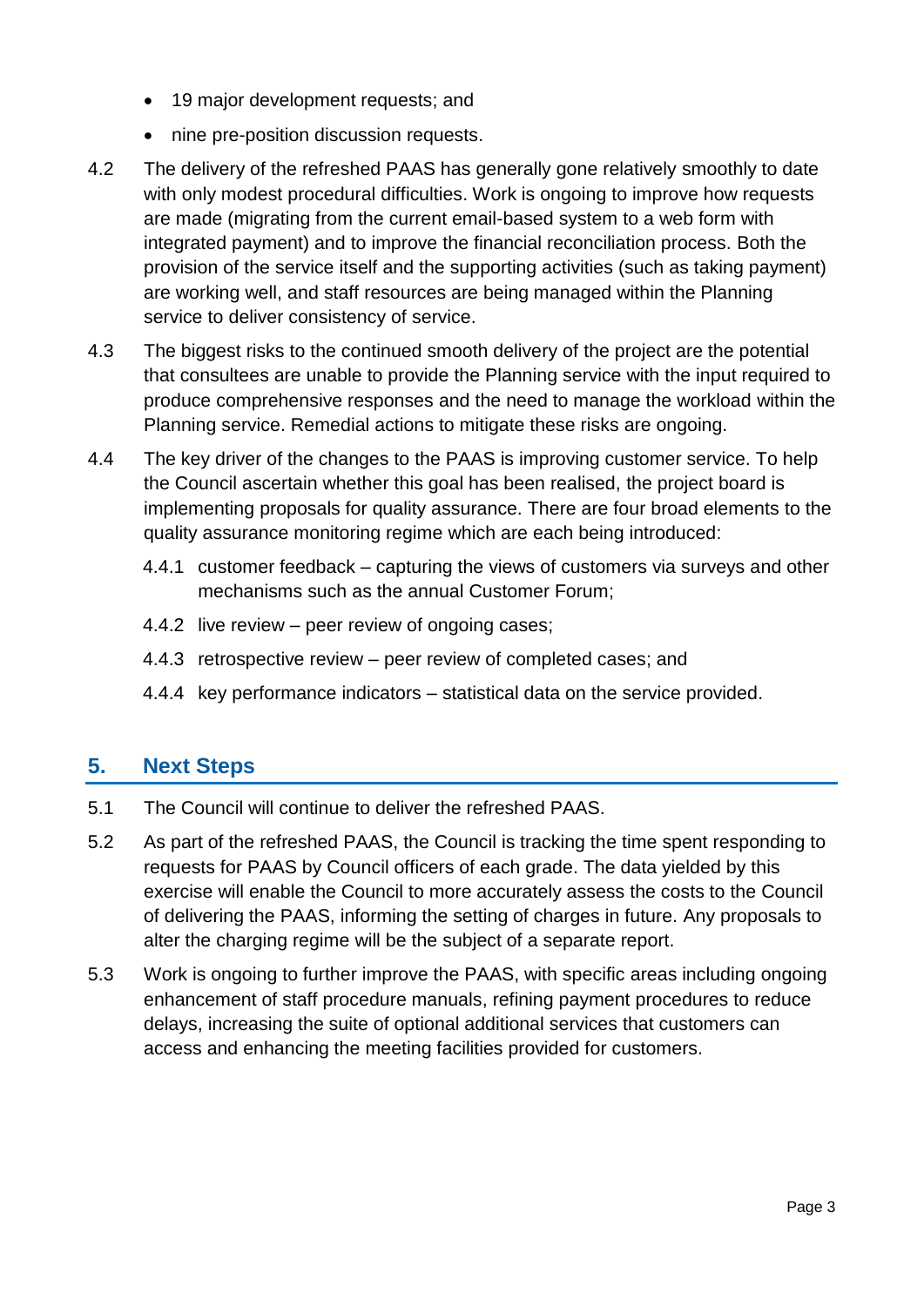- 19 major development requests; and
- nine pre-position discussion requests.

4.2 The delivery of the refreshed PAAS has generally gone relatively smoothly to date with only modest procedural difficulties. Work is ongoing to improve how requests are made (migrating from the current email-based system to a web form with integrated payment) and to improve the financial reconciliation process. Both the provision of the service itself and the supporting activities (such as taking payment) are working well, and staff resources are being managed within the Planning service to deliver consistency of service.

4.3 The biggest risks to the continued smooth delivery of the project are the potential that consultees are unable to provide the Planning service with the input required to produce comprehensive responses and the need to manage the workload within the Planning service. Remedial actions to mitigate these risks are ongoing.

4.4 The key driver of the changes to the PAAS is improving customer service. To help the Council ascertain whether this goal has been realised, the project board is implementing proposals for quality assurance. There are four broad elements to the quality assurance monitoring regime which are each being introduced:

4.4.1 customer feedback – capturing the views of customers via surveys and other mechanisms such as the annual Customer Forum;

4.4.2 live review – peer review of ongoing cases;

4.4.3 retrospective review – peer review of completed cases; and

4.4.4 key performance indicators – statistical data on the service provided.

## 5. Next Steps

5.1 The Council will continue to deliver the refreshed PAAS.

5.2 As part of the refreshed PAAS, the Council is tracking the time spent responding to requests for PAAS by Council officers of each grade. The data yielded by this exercise will enable the Council to more accurately assess the costs to the Council of delivering the PAAS, informing the setting of charges in future. Any proposals to alter the charging regime will be the subject of a separate report.

5.3 Work is ongoing to further improve the PAAS, with specific areas including ongoing enhancement of staff procedure manuals, refining payment procedures to reduce delays, increasing the suite of optional additional services that customers can access and enhancing the meeting facilities provided for customers.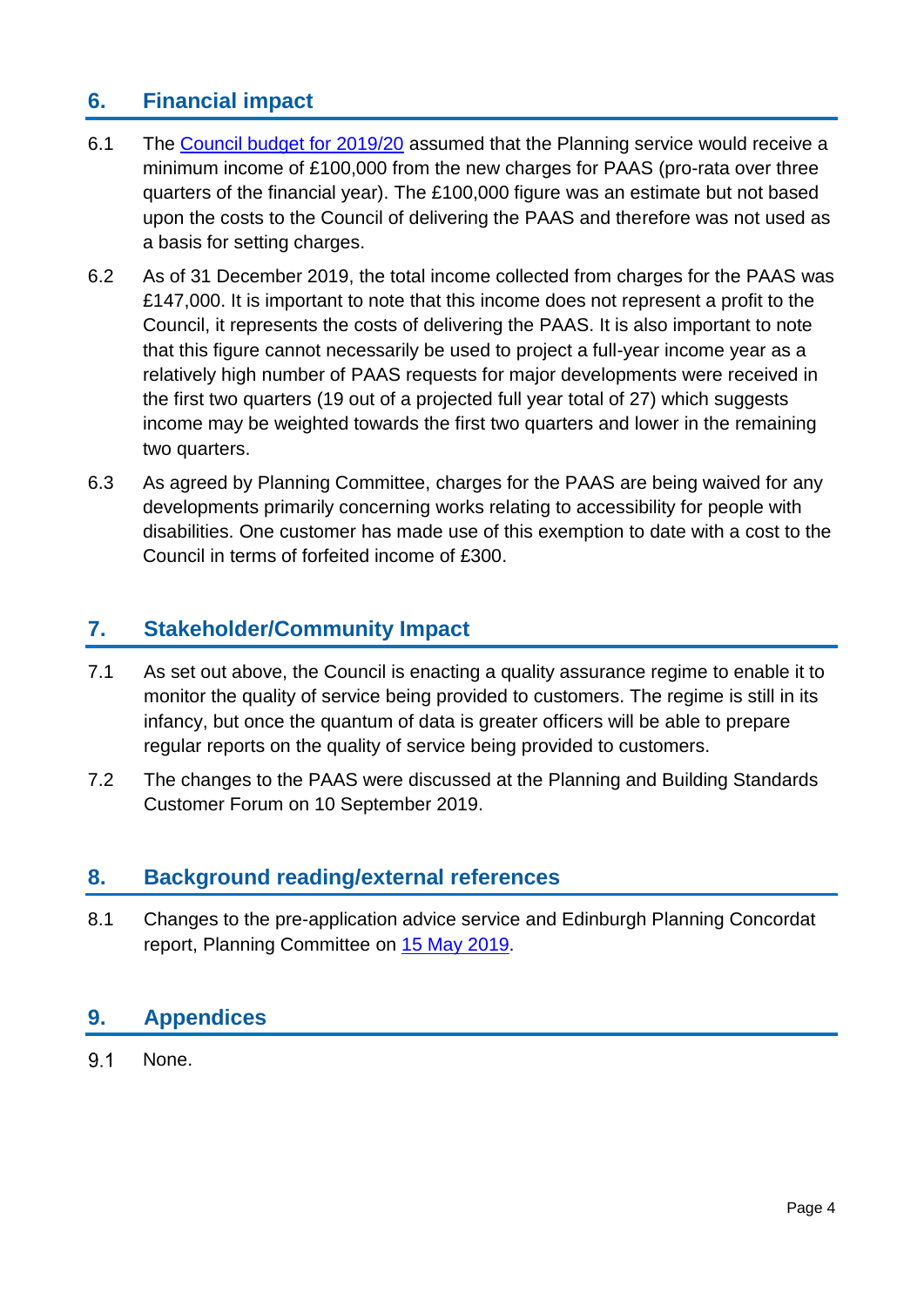## 6. Financial impact

6.1 The Council budget for 2019/20 assumed that the Planning service would receive a minimum income of £100,000 from the new charges for PAAS (pro-rata over three quarters of the financial year). The £100,000 figure was an estimate but not based upon the costs to the Council of delivering the PAAS and therefore was not used as a basis for setting charges.

6.2 As of 31 December 2019, the total income collected from charges for the PAAS was £147,000. It is important to note that this income does not represent a profit to the Council, it represents the costs of delivering the PAAS. It is also important to note that this figure cannot necessarily be used to project a full-year income year as a relatively high number of PAAS requests for major developments were received in the first two quarters (19 out of a projected full year total of 27) which suggests income may be weighted towards the first two quarters and lower in the remaining two quarters.

6.3 As agreed by Planning Committee, charges for the PAAS are being waived for any developments primarily concerning works relating to accessibility for people with disabilities. One customer has made use of this exemption to date with a cost to the Council in terms of forfeited income of £300.

## 7. Stakeholder/Community Impact

7.1 As set out above, the Council is enacting a quality assurance regime to enable it to monitor the quality of service being provided to customers. The regime is still in its infancy, but once the quantum of data is greater officers will be able to prepare regular reports on the quality of service being provided to customers.

7.2 The changes to the PAAS were discussed at the Planning and Building Standards Customer Forum on 10 September 2019.

## 8. Background reading/external references

8.1 Changes to the pre-application advice service and Edinburgh Planning Concordat report, Planning Committee on 15 May 2019.

## 9. Appendices

9.1 None.